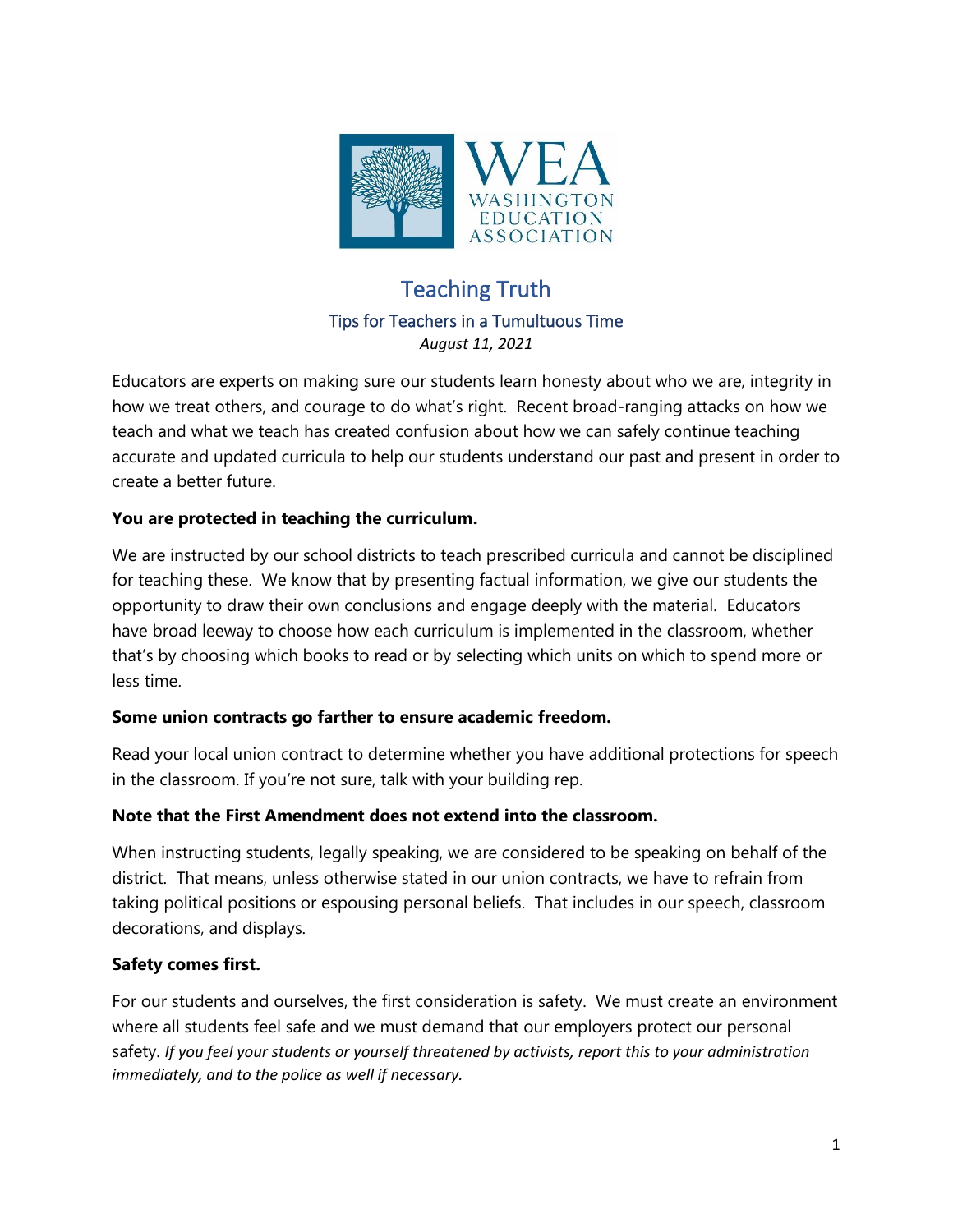WEA
WASHINGTON EDUCATION ASSOCIATION

# Teaching Truth

## Tips for Teachers in a Tumultuous Time

*August 11, 2021*

Educators are experts on making sure our students learn honesty about who we are, integrity in how we treat others, and courage to do what's right. Recent broad-ranging attacks on how we teach and what we teach has created confusion about how we can safely continue teaching accurate and updated curricula to help our students understand our past and present in order to create a better future.

**You are protected in teaching the curriculum.**

We are instructed by our school districts to teach prescribed curricula and cannot be disciplined for teaching these. We know that by presenting factual information, we give our students the opportunity to draw their own conclusions and engage deeply with the material. Educators have broad leeway to choose how each curriculum is implemented in the classroom, whether that's by choosing which books to read or by selecting which units on which to spend more or less time.

**Some union contracts go farther to ensure academic freedom.**

Read your local union contract to determine whether you have additional protections for speech in the classroom. If you're not sure, talk with your building rep.

**Note that the First Amendment does not extend into the classroom.**

When instructing students, legally speaking, we are considered to be speaking on behalf of the district. That means, unless otherwise stated in our union contracts, we have to refrain from taking political positions or espousing personal beliefs. That includes in our speech, classroom decorations, and displays.

**Safety comes first.**

For our students and ourselves, the first consideration is safety. We must create an environment where all students feel safe and we must demand that our employers protect our personal safety. *If you feel your students or yourself threatened by activists, report this to your administration immediately, and to the police as well if necessary.*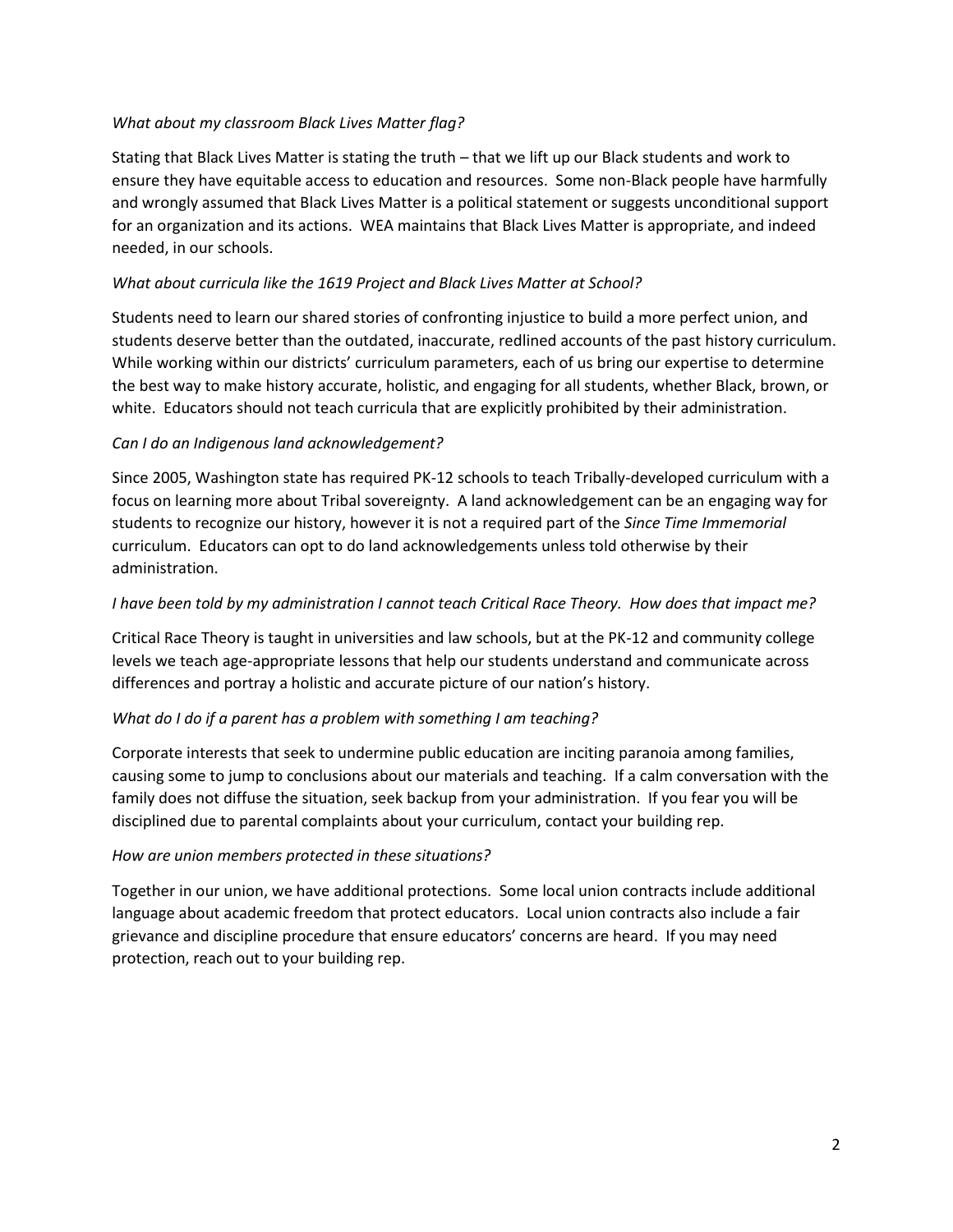*What about my classroom Black Lives Matter flag?*

Stating that Black Lives Matter is stating the truth – that we lift up our Black students and work to ensure they have equitable access to education and resources. Some non-Black people have harmfully and wrongly assumed that Black Lives Matter is a political statement or suggests unconditional support for an organization and its actions. WEA maintains that Black Lives Matter is appropriate, and indeed needed, in our schools.

*What about curricula like the 1619 Project and Black Lives Matter at School?*

Students need to learn our shared stories of confronting injustice to build a more perfect union, and students deserve better than the outdated, inaccurate, redlined accounts of the past history curriculum. While working within our districts' curriculum parameters, each of us bring our expertise to determine the best way to make history accurate, holistic, and engaging for all students, whether Black, brown, or white. Educators should not teach curricula that are explicitly prohibited by their administration.

*Can I do an Indigenous land acknowledgement?*

Since 2005, Washington state has required PK-12 schools to teach Tribally-developed curriculum with a focus on learning more about Tribal sovereignty. A land acknowledgement can be an engaging way for students to recognize our history, however it is not a required part of the *Since Time Immemorial* curriculum. Educators can opt to do land acknowledgements unless told otherwise by their administration.

*I have been told by my administration I cannot teach Critical Race Theory. How does that impact me?*

Critical Race Theory is taught in universities and law schools, but at the PK-12 and community college levels we teach age-appropriate lessons that help our students understand and communicate across differences and portray a holistic and accurate picture of our nation's history.

*What do I do if a parent has a problem with something I am teaching?*

Corporate interests that seek to undermine public education are inciting paranoia among families, causing some to jump to conclusions about our materials and teaching. If a calm conversation with the family does not diffuse the situation, seek backup from your administration. If you fear you will be disciplined due to parental complaints about your curriculum, contact your building rep.

*How are union members protected in these situations?*

Together in our union, we have additional protections. Some local union contracts include additional language about academic freedom that protect educators. Local union contracts also include a fair grievance and discipline procedure that ensure educators' concerns are heard. If you may need protection, reach out to your building rep.